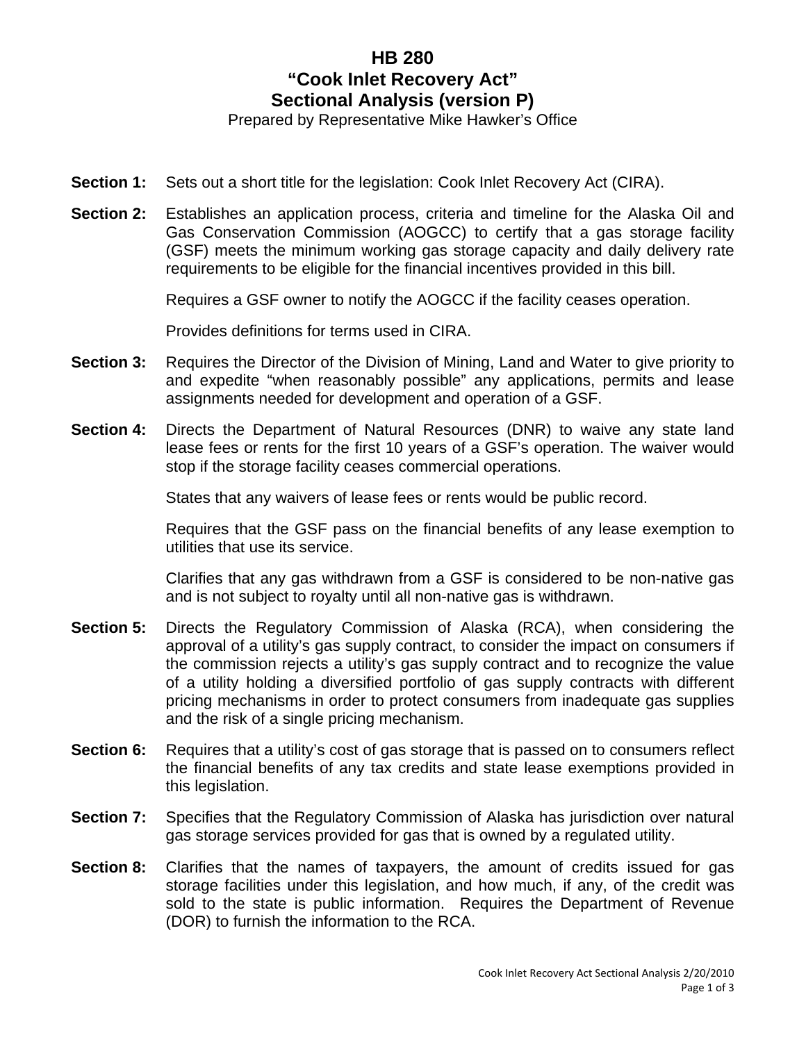# HB 280
# "Cook Inlet Recovery Act"
# Sectional Analysis (version P)

Prepared by Representative Mike Hawker's Office

**Section 1:** Sets out a short title for the legislation: Cook Inlet Recovery Act (CIRA).

**Section 2:** Establishes an application process, criteria and timeline for the Alaska Oil and Gas Conservation Commission (AOGCC) to certify that a gas storage facility (GSF) meets the minimum working gas storage capacity and daily delivery rate requirements to be eligible for the financial incentives provided in this bill.

Requires a GSF owner to notify the AOGCC if the facility ceases operation.

Provides definitions for terms used in CIRA.

**Section 3:** Requires the Director of the Division of Mining, Land and Water to give priority to and expedite "when reasonably possible" any applications, permits and lease assignments needed for development and operation of a GSF.

**Section 4:** Directs the Department of Natural Resources (DNR) to waive any state land lease fees or rents for the first 10 years of a GSF's operation. The waiver would stop if the storage facility ceases commercial operations.

States that any waivers of lease fees or rents would be public record.

Requires that the GSF pass on the financial benefits of any lease exemption to utilities that use its service.

Clarifies that any gas withdrawn from a GSF is considered to be non-native gas and is not subject to royalty until all non-native gas is withdrawn.

**Section 5:** Directs the Regulatory Commission of Alaska (RCA), when considering the approval of a utility's gas supply contract, to consider the impact on consumers if the commission rejects a utility's gas supply contract and to recognize the value of a utility holding a diversified portfolio of gas supply contracts with different pricing mechanisms in order to protect consumers from inadequate gas supplies and the risk of a single pricing mechanism.

**Section 6:** Requires that a utility's cost of gas storage that is passed on to consumers reflect the financial benefits of any tax credits and state lease exemptions provided in this legislation.

**Section 7:** Specifies that the Regulatory Commission of Alaska has jurisdiction over natural gas storage services provided for gas that is owned by a regulated utility.

**Section 8:** Clarifies that the names of taxpayers, the amount of credits issued for gas storage facilities under this legislation, and how much, if any, of the credit was sold to the state is public information. Requires the Department of Revenue (DOR) to furnish the information to the RCA.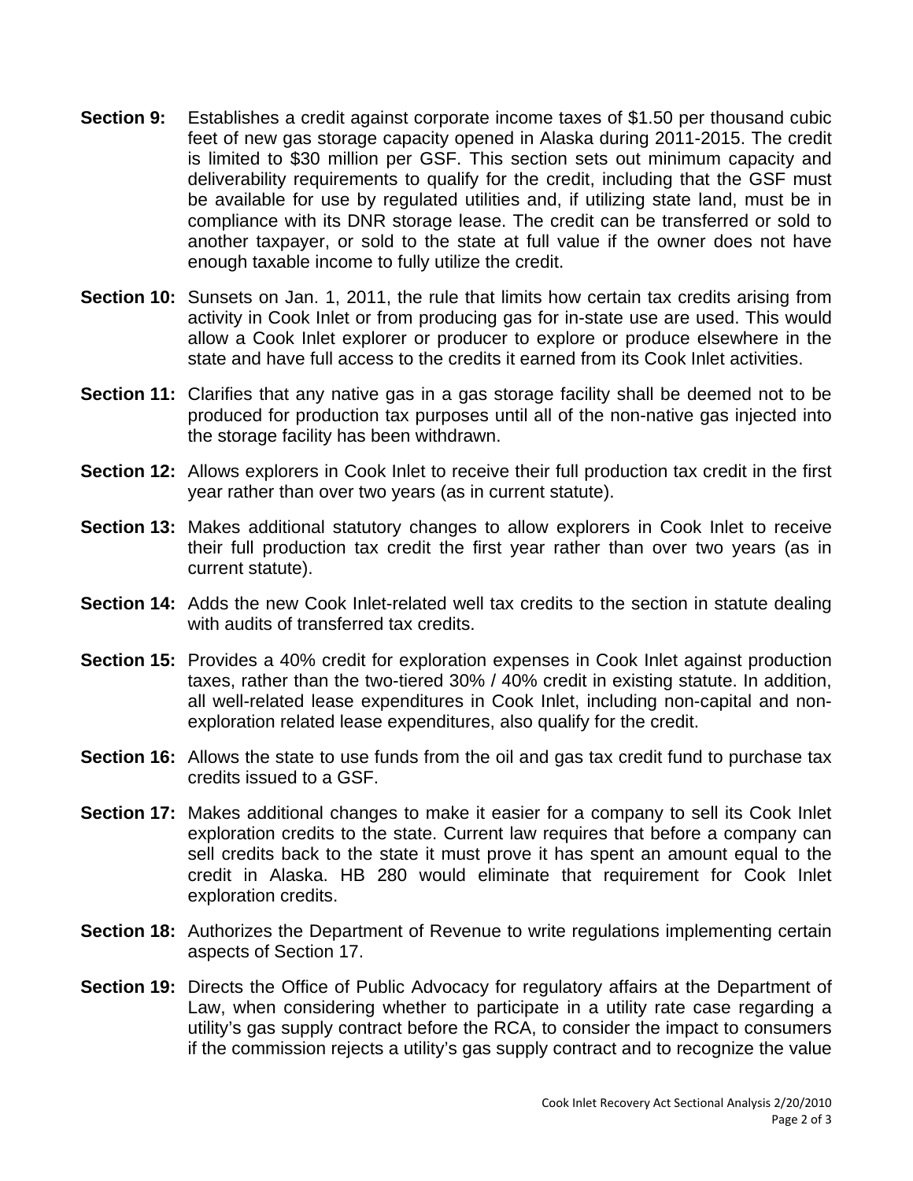**Section 9:** Establishes a credit against corporate income taxes of $1.50 per thousand cubic feet of new gas storage capacity opened in Alaska during 2011-2015. The credit is limited to $30 million per GSF. This section sets out minimum capacity and deliverability requirements to qualify for the credit, including that the GSF must be available for use by regulated utilities and, if utilizing state land, must be in compliance with its DNR storage lease. The credit can be transferred or sold to another taxpayer, or sold to the state at full value if the owner does not have enough taxable income to fully utilize the credit.

**Section 10:** Sunsets on Jan. 1, 2011, the rule that limits how certain tax credits arising from activity in Cook Inlet or from producing gas for in-state use are used. This would allow a Cook Inlet explorer or producer to explore or produce elsewhere in the state and have full access to the credits it earned from its Cook Inlet activities.

**Section 11:** Clarifies that any native gas in a gas storage facility shall be deemed not to be produced for production tax purposes until all of the non-native gas injected into the storage facility has been withdrawn.

**Section 12:** Allows explorers in Cook Inlet to receive their full production tax credit in the first year rather than over two years (as in current statute).

**Section 13:** Makes additional statutory changes to allow explorers in Cook Inlet to receive their full production tax credit the first year rather than over two years (as in current statute).

**Section 14:** Adds the new Cook Inlet-related well tax credits to the section in statute dealing with audits of transferred tax credits.

**Section 15:** Provides a 40% credit for exploration expenses in Cook Inlet against production taxes, rather than the two-tiered 30% / 40% credit in existing statute. In addition, all well-related lease expenditures in Cook Inlet, including non-capital and non-exploration related lease expenditures, also qualify for the credit.

**Section 16:** Allows the state to use funds from the oil and gas tax credit fund to purchase tax credits issued to a GSF.

**Section 17:** Makes additional changes to make it easier for a company to sell its Cook Inlet exploration credits to the state. Current law requires that before a company can sell credits back to the state it must prove it has spent an amount equal to the credit in Alaska. HB 280 would eliminate that requirement for Cook Inlet exploration credits.

**Section 18:** Authorizes the Department of Revenue to write regulations implementing certain aspects of Section 17.

**Section 19:** Directs the Office of Public Advocacy for regulatory affairs at the Department of Law, when considering whether to participate in a utility rate case regarding a utility's gas supply contract before the RCA, to consider the impact to consumers if the commission rejects a utility's gas supply contract and to recognize the value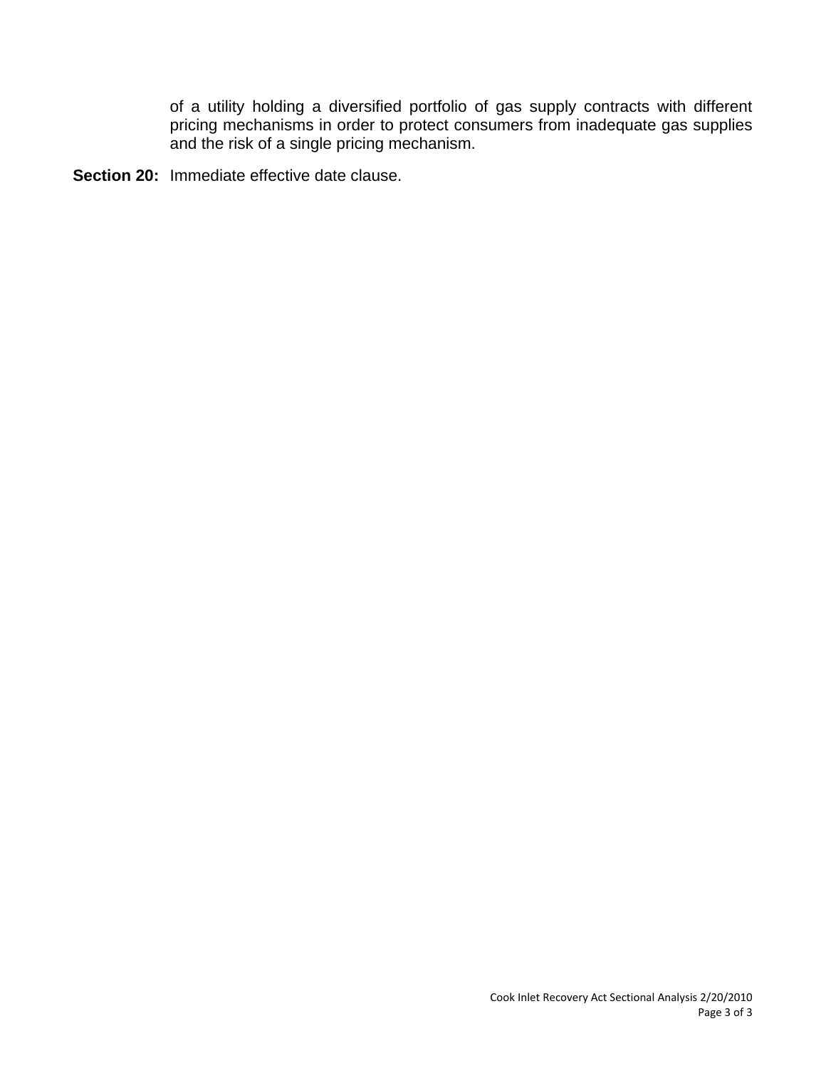of a utility holding a diversified portfolio of gas supply contracts with different pricing mechanisms in order to protect consumers from inadequate gas supplies and the risk of a single pricing mechanism.

**Section 20:** Immediate effective date clause.